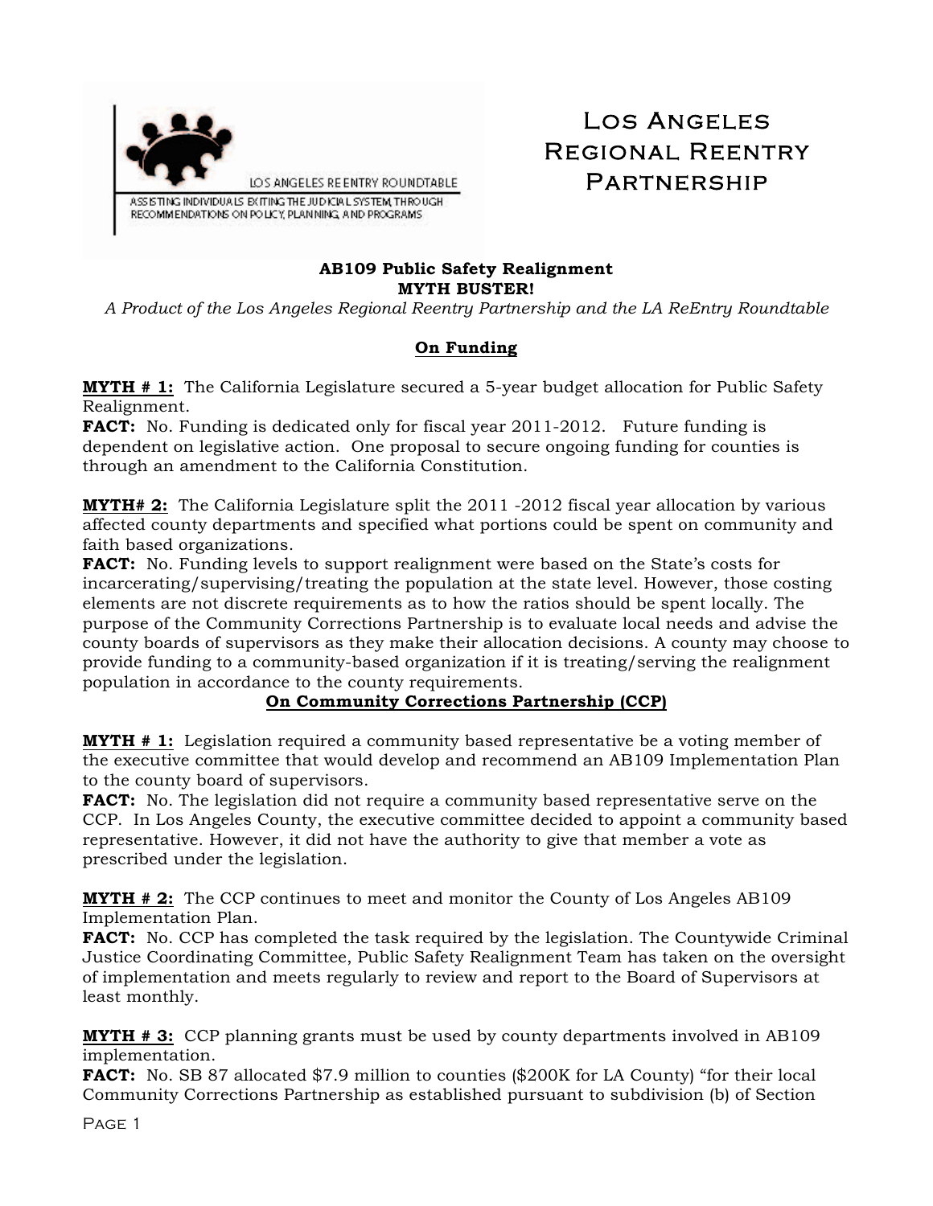LOS ANGELES REENTRY ROUNDTABLE

ASSISTING INDIVIDUALS EXITING THE JUDICIAL SYSTEM THROUGH RECOMMENDATIONS ON POLICY, PLANNING, AND PROGRAMS

# Los Angeles Regional Reentry Partnership

**AB109 Public Safety Realignment**
**MYTH BUSTER!**

*A Product of the Los Angeles Regional Reentry Partnership and the LA ReEntry Roundtable*

## On Funding

**MYTH # 1:** The California Legislature secured a 5-year budget allocation for Public Safety Realignment.
**FACT:** No. Funding is dedicated only for fiscal year 2011-2012. Future funding is dependent on legislative action. One proposal to secure ongoing funding for counties is through an amendment to the California Constitution.

**MYTH# 2:** The California Legislature split the 2011 -2012 fiscal year allocation by various affected county departments and specified what portions could be spent on community and faith based organizations.
**FACT:** No. Funding levels to support realignment were based on the State's costs for incarcerating/supervising/treating the population at the state level. However, those costing elements are not discrete requirements as to how the ratios should be spent locally. The purpose of the Community Corrections Partnership is to evaluate local needs and advise the county boards of supervisors as they make their allocation decisions. A county may choose to provide funding to a community-based organization if it is treating/serving the realignment population in accordance to the county requirements.

## On Community Corrections Partnership (CCP)

**MYTH # 1:** Legislation required a community based representative be a voting member of the executive committee that would develop and recommend an AB109 Implementation Plan to the county board of supervisors.
**FACT:** No. The legislation did not require a community based representative serve on the CCP. In Los Angeles County, the executive committee decided to appoint a community based representative. However, it did not have the authority to give that member a vote as prescribed under the legislation.

**MYTH # 2:** The CCP continues to meet and monitor the County of Los Angeles AB109 Implementation Plan.
**FACT:** No. CCP has completed the task required by the legislation. The Countywide Criminal Justice Coordinating Committee, Public Safety Realignment Team has taken on the oversight of implementation and meets regularly to review and report to the Board of Supervisors at least monthly.

**MYTH # 3:** CCP planning grants must be used by county departments involved in AB109 implementation.
**FACT:** No. SB 87 allocated $7.9 million to counties ($200K for LA County) "for their local Community Corrections Partnership as established pursuant to subdivision (b) of Section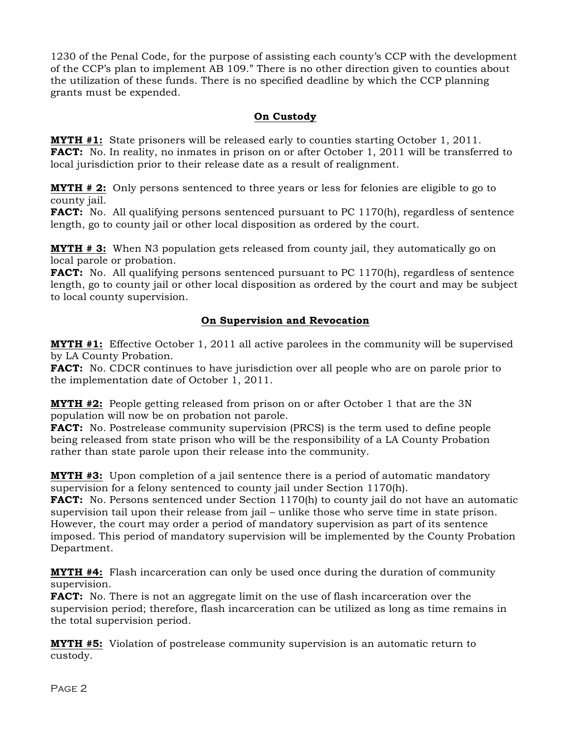1230 of the Penal Code, for the purpose of assisting each county's CCP with the development of the CCP's plan to implement AB 109." There is no other direction given to counties about the utilization of these funds. There is no specified deadline by which the CCP planning grants must be expended.

## On Custody

**MYTH #1:** State prisoners will be released early to counties starting October 1, 2011.
**FACT:** No. In reality, no inmates in prison on or after October 1, 2011 will be transferred to local jurisdiction prior to their release date as a result of realignment.

**MYTH # 2:** Only persons sentenced to three years or less for felonies are eligible to go to county jail.
**FACT:** No. All qualifying persons sentenced pursuant to PC 1170(h), regardless of sentence length, go to county jail or other local disposition as ordered by the court.

**MYTH # 3:** When N3 population gets released from county jail, they automatically go on local parole or probation.
**FACT:** No. All qualifying persons sentenced pursuant to PC 1170(h), regardless of sentence length, go to county jail or other local disposition as ordered by the court and may be subject to local county supervision.

## On Supervision and Revocation

**MYTH #1:** Effective October 1, 2011 all active parolees in the community will be supervised by LA County Probation.
**FACT:** No. CDCR continues to have jurisdiction over all people who are on parole prior to the implementation date of October 1, 2011.

**MYTH #2:** People getting released from prison on or after October 1 that are the 3N population will now be on probation not parole.
**FACT:** No. Postrelease community supervision (PRCS) is the term used to define people being released from state prison who will be the responsibility of a LA County Probation rather than state parole upon their release into the community.

**MYTH #3:** Upon completion of a jail sentence there is a period of automatic mandatory supervision for a felony sentenced to county jail under Section 1170(h).
**FACT:** No. Persons sentenced under Section 1170(h) to county jail do not have an automatic supervision tail upon their release from jail – unlike those who serve time in state prison. However, the court may order a period of mandatory supervision as part of its sentence imposed. This period of mandatory supervision will be implemented by the County Probation Department.

**MYTH #4:** Flash incarceration can only be used once during the duration of community supervision.
**FACT:** No. There is not an aggregate limit on the use of flash incarceration over the supervision period; therefore, flash incarceration can be utilized as long as time remains in the total supervision period.

**MYTH #5:** Violation of postrelease community supervision is an automatic return to custody.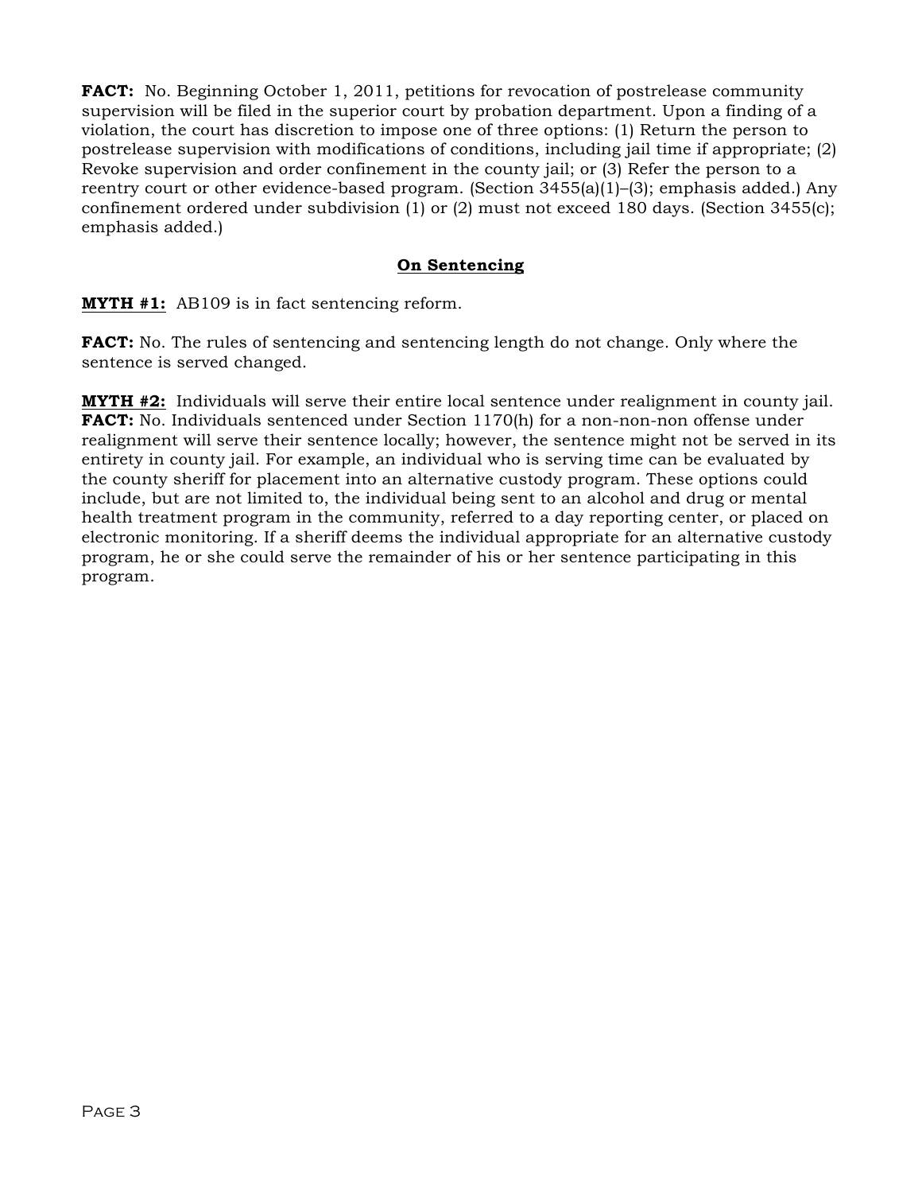**FACT:** No. Beginning October 1, 2011, petitions for revocation of postrelease community supervision will be filed in the superior court by probation department. Upon a finding of a violation, the court has discretion to impose one of three options: (1) Return the person to postrelease supervision with modifications of conditions, including jail time if appropriate; (2) Revoke supervision and order confinement in the county jail; or (3) Refer the person to a reentry court or other evidence-based program. (Section 3455(a)(1)–(3); emphasis added.) Any confinement ordered under subdivision (1) or (2) must not exceed 180 days. (Section 3455(c); emphasis added.)

## **On Sentencing**

**MYTH #1:** AB109 is in fact sentencing reform.

**FACT:** No. The rules of sentencing and sentencing length do not change. Only where the sentence is served changed.

**MYTH #2:** Individuals will serve their entire local sentence under realignment in county jail.
**FACT:** No. Individuals sentenced under Section 1170(h) for a non-non-non offense under realignment will serve their sentence locally; however, the sentence might not be served in its entirety in county jail. For example, an individual who is serving time can be evaluated by the county sheriff for placement into an alternative custody program. These options could include, but are not limited to, the individual being sent to an alcohol and drug or mental health treatment program in the community, referred to a day reporting center, or placed on electronic monitoring. If a sheriff deems the individual appropriate for an alternative custody program, he or she could serve the remainder of his or her sentence participating in this program.